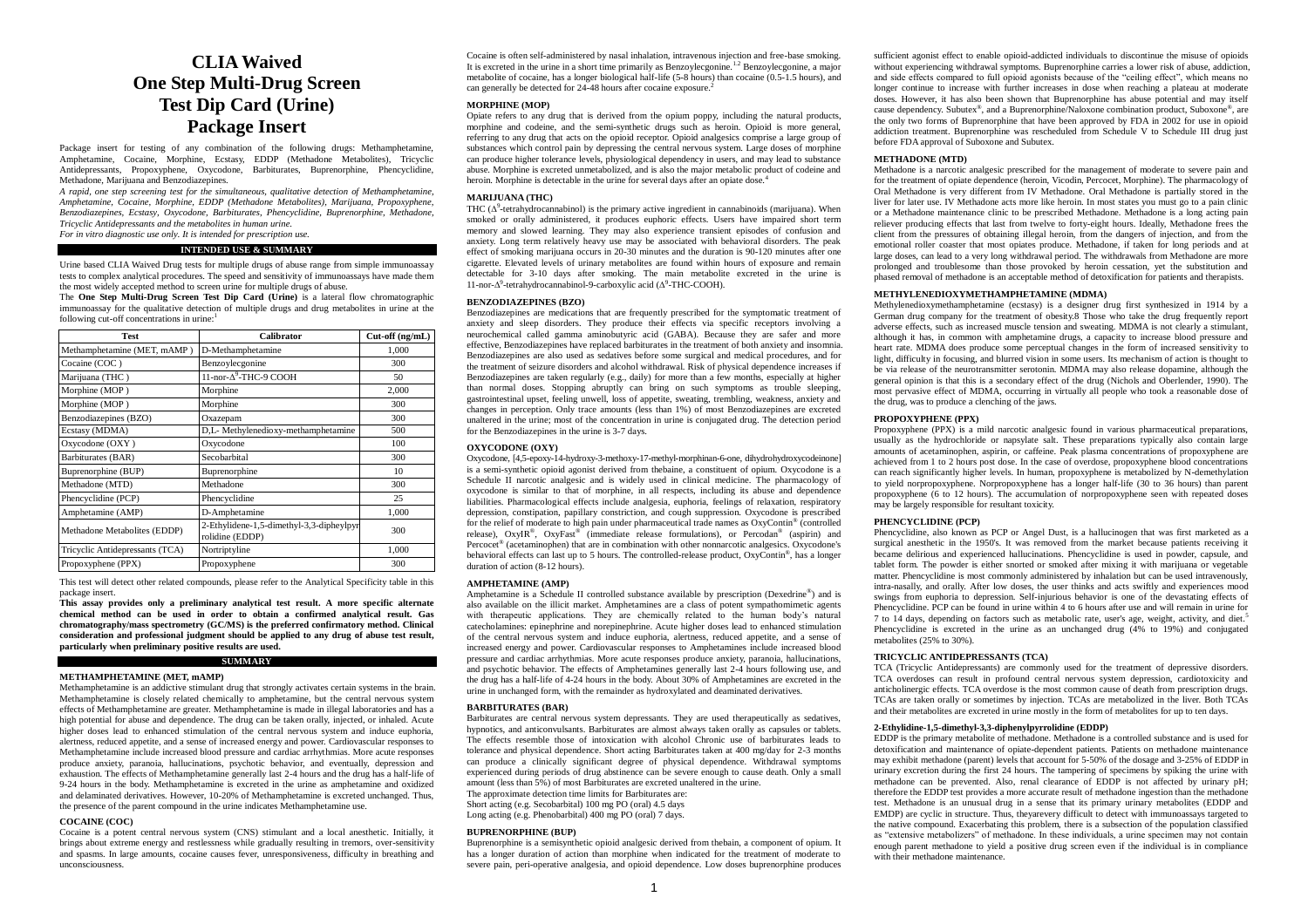# CLIA Waived One Step Multi-Drug Screen Test Dip Card (Urine) Package Insert

Package insert for testing of any combination of the following drugs: Methamphetamine, Amphetamine, Cocaine, Morphine, Ecstasy, EDDP (Methadone Metabolites), Tricyclic Antidepressants, Propoxyphene, Oxycodone, Barbiturates, Buprenorphine, Phencyclidine, Methadone, Marijuana and Benzodiazepines.

*A rapid, one step screening test for the simultaneous, qualitative detection of Methamphetamine, Amphetamine, Cocaine, Morphine, EDDP (Methadone Metabolites), Marijuana, Propoxyphene, Benzodiazepines, Ecstasy, Oxycodone, Barbiturates, Phencyclidine, Buprenorphine, Methadone, Tricyclic Antidepressants and the metabolites in human urine.*

*For in vitro diagnostic use only. It is intended for prescription use.*

## INTENDED USE & SUMMARY

Urine based CLIA Waived Drug tests for multiple drugs of abuse range from simple immunoassay tests to complex analytical procedures. The speed and sensitivity of immunoassays have made them the most widely accepted method to screen urine for multiple drugs of abuse.

The **One Step Multi-Drug Screen Test Dip Card (Urine)** is a lateral flow chromatographic immunoassay for the qualitative detection of multiple drugs and drug metabolites in urine at the following cut-off concentrations in urine:[1]

| Test | Calibrator | Cut-off (ng/mL) |
|---|---|---|
| Methamphetamine (MET, mAMP ) | D-Methamphetamine | 1,000 |
| Cocaine (COC ) | Benzoylecgonine | 300 |
| Marijuana (THC ) | 11-nor-$\Delta^9$-THC-9 COOH | 50 |
| Morphine (MOP ) | Morphine | 2,000 |
| Morphine (MOP ) | Morphine | 300 |
| Benzodiazepines (BZO) | Oxazepam | 300 |
| Ecstasy (MDMA) | D,L- Methylenedioxy-methamphetamine | 500 |
| Oxycodone (OXY ) | Oxycodone | 100 |
| Barbiturates (BAR) | Secobarbital | 300 |
| Buprenorphine (BUP) | Buprenorphine | 10 |
| Methadone (MTD) | Methadone | 300 |
| Phencyclidine (PCP) | Phencyclidine | 25 |
| Amphetamine (AMP) | D-Amphetamine | 1,000 |
| Methadone Metabolites (EDDP) | 2-Ethylidene-1,5-dimethyl-3,3-dipheylpyrrolidine (EDDP) | 300 |
| Tricyclic Antidepressants (TCA) | Nortriptyline | 1,000 |
| Propoxyphene (PPX) | Propoxyphene | 300 |

This test will detect other related compounds, please refer to the Analytical Specificity table in this package insert.

**This assay provides only a preliminary analytical test result. A more specific alternate chemical method can be used in order to obtain a confirmed analytical result. Gas chromatography/mass spectrometry (GC/MS) is the preferred confirmatory method. Clinical consideration and professional judgment should be applied to any drug of abuse test result, particularly when preliminary positive results are used.**

## SUMMARY

### METHAMPHETAMINE (MET, mAMP)

Methamphetamine is an addictive stimulant drug that strongly activates certain systems in the brain. Methamphetamine is closely related chemically to amphetamine, but the central nervous system effects of Methamphetamine are greater. Methamphetamine is made in illegal laboratories and has a high potential for abuse and dependence. The drug can be taken orally, injected, or inhaled. Acute higher doses lead to enhanced stimulation of the central nervous system and induce euphoria, alertness, reduced appetite, and a sense of increased energy and power. Cardiovascular responses to Methamphetamine include increased blood pressure and cardiac arrhythmias. More acute responses produce anxiety, paranoia, hallucinations, psychotic behavior, and eventually, depression and exhaustion. The effects of Methamphetamine generally last 2-4 hours and the drug has a half-life of 9-24 hours in the body. Methamphetamine is excreted in the urine as amphetamine and oxidized and delaminated derivatives. However, 10-20% of Methamphetamine is excreted unchanged. Thus, the presence of the parent compound in the urine indicates Methamphetamine use.

### COCAINE (COC)

Cocaine is a potent central nervous system (CNS) stimulant and a local anesthetic. Initially, it brings about extreme energy and restlessness while gradually resulting in tremors, over-sensitivity and spasms. In large amounts, cocaine causes fever, unresponsiveness, difficulty in breathing and unconsciousness.

Cocaine is often self-administered by nasal inhalation, intravenous injection and free-base smoking. It is excreted in the urine in a short time primarily as Benzoylecgonine.[1,2] Benzoylecgonine, a major metabolite of cocaine, has a longer biological half-life (5-8 hours) than cocaine (0.5-1.5 hours), and can generally be detected for 24-48 hours after cocaine exposure.[2]

### MORPHINE (MOP)

Opiate refers to any drug that is derived from the opium poppy, including the natural products, morphine and codeine, and the semi-synthetic drugs such as heroin. Opioid is more general, referring to any drug that acts on the opioid receptor. Opioid analgesics comprise a large group of substances which control pain by depressing the central nervous system. Large doses of morphine can produce higher tolerance levels, physiological dependency in users, and may lead to substance abuse. Morphine is excreted unmetabolized, and is also the major metabolic product of codeine and heroin. Morphine is detectable in the urine for several days after an opiate dose.[4]

### MARIJUANA (THC)

THC ($\Delta^9$-tetrahydrocannabinol) is the primary active ingredient in cannabinoids (marijuana). When smoked or orally administered, it produces euphoric effects. Users have impaired short term memory and slowed learning. They may also experience transient episodes of confusion and anxiety. Long term relatively heavy use may be associated with behavioral disorders. The peak effect of smoking marijuana occurs in 20-30 minutes and the duration is 90-120 minutes after one cigarette. Elevated levels of urinary metabolites are found within hours of exposure and remain detectable for 3-10 days after smoking. The main metabolite excreted in the urine is 11-nor-$\Delta^9$-tetrahydrocannabinol-9-carboxylic acid ($\Delta^9$-THC-COOH).

### BENZODIAZEPINES (BZO)

Benzodiazepines are medications that are frequently prescribed for the symptomatic treatment of anxiety and sleep disorders. They produce their effects via specific receptors involving a neurochemical called gamma aminobutyric acid (GABA). Because they are safer and more effective, Benzodiazepines have replaced barbiturates in the treatment of both anxiety and insomnia. Benzodiazepines are also used as sedatives before some surgical and medical procedures, and for the treatment of seizure disorders and alcohol withdrawal. Risk of physical dependence increases if Benzodiazepines are taken regularly (e.g., daily) for more than a few months, especially at higher than normal doses. Stopping abruptly can bring on such symptoms as trouble sleeping, gastrointestinal upset, feeling unwell, loss of appetite, sweating, trembling, weakness, anxiety and changes in perception. Only trace amounts (less than 1%) of most Benzodiazepines are excreted unaltered in the urine; most of the concentration in urine is conjugated drug. The detection period for the Benzodiazepines in the urine is 3-7 days.

### OXYCODONE (OXY)

Oxycodone, [4,5-epoxy-14-hydroxy-3-methoxy-17-methyl-morphinan-6-one, dihydrohydroxycodeinone] is a semi-synthetic opioid agonist derived from thebaine, a constituent of opium. Oxycodone is a Schedule II narcotic analgesic and is widely used in clinical medicine. The pharmacology of oxycodone is similar to that of morphine, in all respects, including its abuse and dependence liabilities. Pharmacological effects include analgesia, euphoria, feelings of relaxation, respiratory depression, constipation, papillary constriction, and cough suppression. Oxycodone is prescribed for the relief of moderate to high pain under pharmaceutical trade names as OxyContin® (controlled release), OxyIR®, OxyFast® (immediate release formulations), or Percodan® (aspirin) and Percocet® (acetaminophen) that are in combination with other nonnarcotic analgesics. Oxycodone's behavioral effects can last up to 5 hours. The controlled-release product, OxyContin®, has a longer duration of action (8-12 hours).

### AMPHETAMINE (AMP)

Amphetamine is a Schedule II controlled substance available by prescription (Dexedrine®) and is also available on the illicit market. Amphetamines are a class of potent sympathomimetic agents with therapeutic applications. They are chemically related to the human body's natural catecholamines: epinephrine and norepinephrine. Acute higher doses lead to enhanced stimulation of the central nervous system and induce euphoria, alertness, reduced appetite, and a sense of increased energy and power. Cardiovascular responses to Amphetamines include increased blood pressure and cardiac arrhythmias. More acute responses produce anxiety, paranoia, hallucinations, and psychotic behavior. The effects of Amphetamines generally last 2-4 hours following use, and the drug has a half-life of 4-24 hours in the body. About 30% of Amphetamines are excreted in the urine in unchanged form, with the remainder as hydroxylated and deaminated derivatives.

### BARBITURATES (BAR)

Barbiturates are central nervous system depressants. They are used therapeutically as sedatives, hypnotics, and anticonvulsants. Barbiturates are almost always taken orally as capsules or tablets. The effects resemble those of intoxication with alcohol Chronic use of barbiturates leads to tolerance and physical dependence. Short acting Barbiturates taken at 400 mg/day for 2-3 months can produce a clinically significant degree of physical dependence. Withdrawal symptoms experienced during periods of drug abstinence can be severe enough to cause death. Only a small amount (less than 5%) of most Barbiturates are excreted unaltered in the urine.

The approximate detection time limits for Barbiturates are:

Short acting (e.g. Secobarbital) 100 mg PO (oral) 4.5 days

Long acting (e.g. Phenobarbital) 400 mg PO (oral) 7 days.

### BUPRENORPHINE (BUP)

Buprenorphine is a semisynthetic opioid analgesic derived from thebain, a component of opium. It has a longer duration of action than morphine when indicated for the treatment of moderate to severe pain, peri-operative analgesia, and opioid dependence. Low doses buprenorphine produces sufficient agonist effect to enable opioid-addicted individuals to discontinue the misuse of opioids without experiencing withdrawal symptoms. Buprenorphine carries a lower risk of abuse, addiction, and side effects compared to full opioid agonists because of the "ceiling effect", which means no longer continue to increase with further increases in dose when reaching a plateau at moderate doses. However, it has also been shown that Buprenorphine has abuse potential and may itself cause dependency. Subutex®, and a Buprenorphine/Naloxone combination product, Suboxone®, are the only two forms of Buprenorphine that have been approved by FDA in 2002 for use in opioid addiction treatment. Buprenorphine was rescheduled from Schedule V to Schedule III drug just before FDA approval of Suboxone and Subutex.

### METHADONE (MTD)

Methadone is a narcotic analgesic prescribed for the management of moderate to severe pain and for the treatment of opiate dependence (heroin, Vicodin, Percocet, Morphine). The pharmacology of Oral Methadone is very different from IV Methadone. Oral Methadone is partially stored in the liver for later use. IV Methadone acts more like heroin. In most states you must go to a pain clinic or a Methadone maintenance clinic to be prescribed Methadone. Methadone is a long acting pain reliever producing effects that last from twelve to forty-eight hours. Ideally, Methadone frees the client from the pressures of obtaining illegal heroin, from the dangers of injection, and from the emotional roller coaster that most opiates produce. Methadone, if taken for long periods and at large doses, can lead to a very long withdrawal period. The withdrawals from Methadone are more prolonged and troublesome than those provoked by heroin cessation, yet the substitution and phased removal of methadone is an acceptable method of detoxification for patients and therapists.

### METHYLENEDIOXYMETHAMPHETAMINE (MDMA)

Methylenedioxymethamphetamine (ecstasy) is a designer drug first synthesized in 1914 by a German drug company for the treatment of obesity.8 Those who take the drug frequently report adverse effects, such as increased muscle tension and sweating. MDMA is not clearly a stimulant, although it has, in common with amphetamine drugs, a capacity to increase blood pressure and heart rate. MDMA does produce some perceptual changes in the form of increased sensitivity to light, difficulty in focusing, and blurred vision in some users. Its mechanism of action is thought to be via release of the neurotransmitter serotonin. MDMA may also release dopamine, although the general opinion is that this is a secondary effect of the drug (Nichols and Oberlender, 1990). The most pervasive effect of MDMA, occurring in virtually all people who took a reasonable dose of the drug, was to produce a clenching of the jaws.

### PROPOXYPHENE (PPX)

Propoxyphene (PPX) is a mild narcotic analgesic found in various pharmaceutical preparations, usually as the hydrochloride or napsylate salt. These preparations typically also contain large amounts of acetaminophen, aspirin, or caffeine. Peak plasma concentrations of propoxyphene are achieved from 1 to 2 hours post dose. In the case of overdose, propoxyphene blood concentrations can reach significantly higher levels. In human, propoxyphene is metabolized by N-demethylation to yield norpropoxyphene. Norpropoxyphene has a longer half-life (30 to 36 hours) than parent propoxyphene (6 to 12 hours). The accumulation of norpropoxyphene seen with repeated doses may be largely responsible for resultant toxicity.

### PHENCYCLIDINE (PCP)

Phencyclidine, also known as PCP or Angel Dust, is a hallucinogen that was first marketed as a surgical anesthetic in the 1950's. It was removed from the market because patients receiving it became delirious and experienced hallucinations. Phencyclidine is used in powder, capsule, and tablet form. The powder is either snorted or smoked after mixing it with marijuana or vegetable matter. Phencyclidine is most commonly administered by inhalation but can be used intravenously, intra-nasally, and orally. After low doses, the user thinks and acts swiftly and experiences mood swings from euphoria to depression. Self-injurious behavior is one of the devastating effects of Phencyclidine. PCP can be found in urine within 4 to 6 hours after use and will remain in urine for 7 to 14 days, depending on factors such as metabolic rate, user's age, weight, activity, and diet.[5] Phencyclidine is excreted in the urine as an unchanged drug (4% to 19%) and conjugated metabolites (25% to 30%).

### TRICYCLIC ANTIDEPRESSANTS (TCA)

TCA (Tricyclic Antidepressants) are commonly used for the treatment of depressive disorders. TCA overdoses can result in profound central nervous system depression, cardiotoxicity and anticholinergic effects. TCA overdose is the most common cause of death from prescription drugs. TCAs are taken orally or sometimes by injection. TCAs are metabolized in the liver. Both TCAs and their metabolites are excreted in urine mostly in the form of metabolites for up to ten days.

### 2-Ethylidine-1,5-dimethyl-3,3-diphenylpyrrolidine (EDDP)

EDDP is the primary metabolite of methadone. Methadone is a controlled substance and is used for detoxification and maintenance of opiate-dependent patients. Patients on methadone maintenance may exhibit methadone (parent) levels that account for 5-50% of the dosage and 3-25% of EDDP in urinary excretion during the first 24 hours. The tampering of specimens by spiking the urine with methadone can be prevented. Also, renal clearance of EDDP is not affected by urinary pH; therefore the EDDP test provides a more accurate result of methadone ingestion than the methadone test. Methadone is an unusual drug in a sense that its primary urinary metabolites (EDDP and EMDP) are cyclic in structure. Thus, theyarevery difficult to detect with immunoassays targeted to the native compound. Exacerbating this problem, there is a subsection of the population classified as "extensive metabolizers" of methadone. In these individuals, a urine specimen may not contain enough parent methadone to yield a positive drug screen even if the individual is in compliance with their methadone maintenance.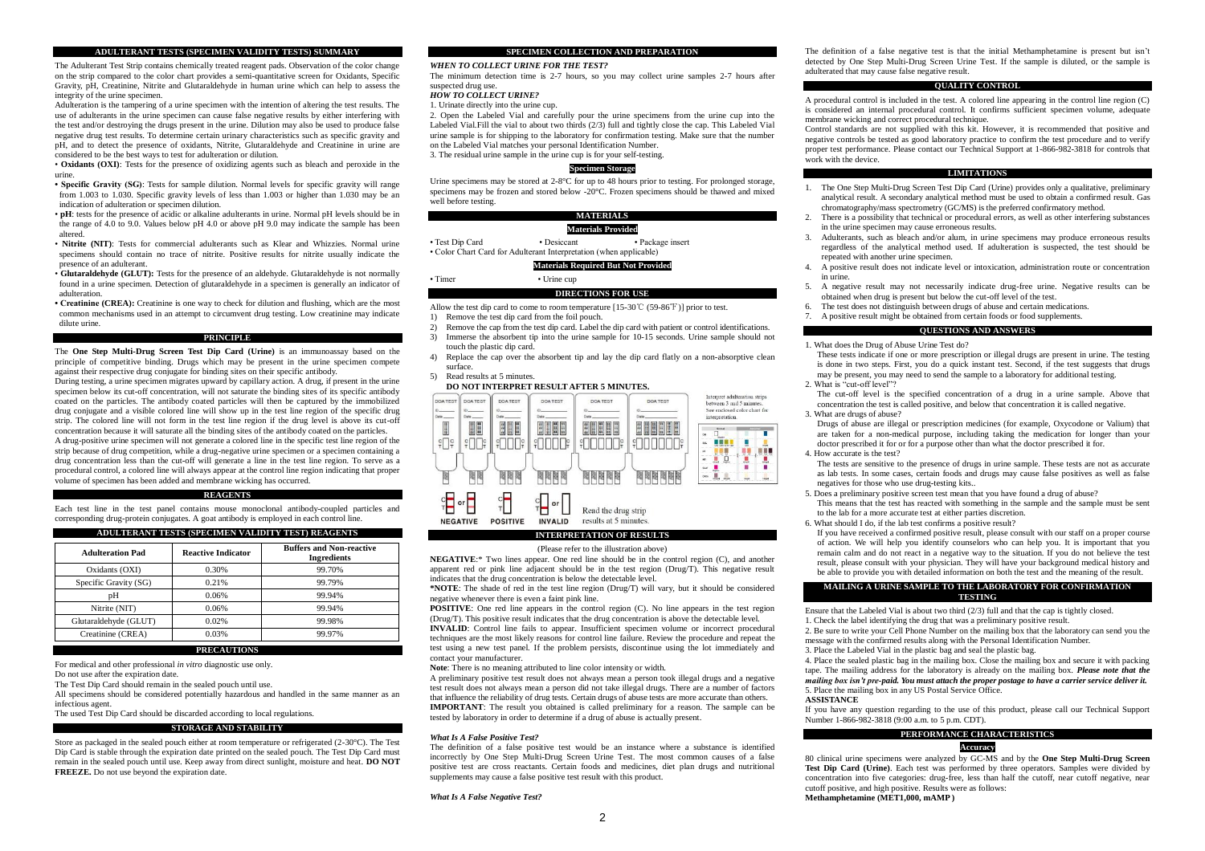## ADULTERANT TESTS (SPECIMEN VALIDITY TESTS) SUMMARY

The Adulterant Test Strip contains chemically treated reagent pads. Observation of the color change on the strip compared to the color chart provides a semi-quantitative screen for Oxidants, Specific Gravity, PH, Creatinine, Nitrite and Glutaraldehyde in human urine which can help to assess the integrity of the urine specimen.

Adulteration is the tampering of a urine specimen with the intention of altering the test results. The use of adulterants in the urine specimen can cause false negative results by either interfering with the test and/or destroying the drugs present in the urine. Dilution may also be used to produce false negative drug test results. To determine certain urinary characteristics such as specific gravity and pH, and to detect the presence of oxidants, Nitrite, Glutaraldehyde and Creatinine in urine are considered to be the best ways to test for adulteration or dilution.

- **Oxidants (OXI)**: Tests for the presence of oxidizing agents such as bleach and peroxide in the urine.
- **Specific Gravity (SG)**: Tests for sample dilution. Normal levels for specific gravity will range from 1.003 to 1.030. Specific gravity levels of less than 1.003 or higher than 1.030 may be an indication of adulteration or specimen dilution.
- **pH**: tests for the presence of acidic or alkaline adulterants in the urine. Normal pH levels should be in the range of 4.0 to 9.0. Values below pH 4.0 or above pH 9.0 may indicate the sample has been altered.
- **Nitrite (NIT)**: Tests for commercial adulterants such as Klear and Whizzies. Normal urine specimens should contain no trace of nitrite. Positive results for nitrite usually indicate the presence of an adulterant.
- **Glutaraldehyde (GLUT):** Tests for the presence of an aldehyde. Glutaraldehyde is not normally found in a urine specimen. Detection of glutaraldehyde in a specimen is generally an indicator of adulteration.
- **Creatinine (CREA):** Creatinine is one way to check for dilution and flushing, which are the most common mechanisms used in an attempt to circumvent drug testing. Low creatinine may indicate dilute urine.

## PRINCIPLE

The **One Step Multi-Drug Screen Test Dip Card (Urine)** is an immunoassay based on the principle of competitive binding. Drugs which may be present in the urine specimen compete against their respective drug conjugate for binding sites on their specific antibody.

During testing, a urine specimen migrates upward by capillary action. A drug, if present in the urine specimen below its cut-off concentration, will not saturate the binding sites of its specific antibody coated on the particles. The antibody coated particles will then be captured by the immobilized drug conjugate and a visible colored line will show up in the test line region of the specific drug strip. The colored line will not form in the test line region if the drug level is above its cut-off concentration because it will saturate all the binding sites of the antibody coated on the particles.

A drug-positive urine specimen will not generate a colored line in the specific test line region of the strip because of drug competition, while a drug-negative urine specimen or a specimen containing a drug concentration less than the cut-off will generate a line in the test line region. To serve as a procedural control, a colored line will always appear at the control line region indicating that proper volume of specimen has been added and membrane wicking has occurred.

## REAGENTS

Each test line in the test panel contains mouse monoclonal antibody-coupled particles and corresponding drug-protein conjugates. A goat antibody is employed in each control line.

## ADULTERANT TESTS (SPECIMEN VALIDITY TEST) REAGENTS

| Adulteration Pad | Reactive Indicator | Buffers and Non-reactive Ingredients |
|---|---|---|
| Oxidants (OXI) | 0.30% | 99.70% |
| Specific Gravity (SG) | 0.21% | 99.79% |
| pH | 0.06% | 99.94% |
| Nitrite (NIT) | 0.06% | 99.94% |
| Glutaraldehyde (GLUT) | 0.02% | 99.98% |
| Creatinine (CREA) | 0.03% | 99.97% |

## PRECAUTIONS

For medical and other professional *in vitro* diagnostic use only.

Do not use after the expiration date.

The Test Dip Card should remain in the sealed pouch until use.

All specimens should be considered potentially hazardous and handled in the same manner as an infectious agent.

The used Test Dip Card should be discarded according to local regulations.

## STORAGE AND STABILITY

Store as packaged in the sealed pouch either at room temperature or refrigerated (2-30°C). The Test Dip Card is stable through the expiration date printed on the sealed pouch. The Test Dip Card must remain in the sealed pouch until use. Keep away from direct sunlight, moisture and heat. **DO NOT FREEZE.** Do not use beyond the expiration date.

## SPECIMEN COLLECTION AND PREPARATION

***WHEN TO COLLECT URINE FOR THE TEST?***

The minimum detection time is 2-7 hours, so you may collect urine samples 2-7 hours after suspected drug use.

***HOW TO COLLECT URINE?***

1. Urinate directly into the urine cup.
2. Open the Labeled Vial and carefully pour the urine specimens from the urine cup into the Labeled Vial.Fill the vial to about two thirds (2/3) full and tightly close the cap. This Labeled Vial urine sample is for shipping to the laboratory for confirmation testing. Make sure that the number on the Labeled Vial matches your personal Identification Number.
3. The residual urine sample in the urine cup is for your self-testing.

### Specimen Storage

Urine specimens may be stored at 2-8°C for up to 48 hours prior to testing. For prolonged storage, specimens may be frozen and stored below -20°C. Frozen specimens should be thawed and mixed well before testing.

## MATERIALS

### Materials Provided

- Test Dip Card
- Desiccant
- Package insert
- Color Chart Card for Adulterant Interpretation (when applicable)

### Materials Required But Not Provided

- Timer
- Urine cup

## DIRECTIONS FOR USE

Allow the test dip card to come to room temperature [15-30℃ (59-86℉)] prior to test.

1) Remove the test dip card from the foil pouch.
2) Remove the cap from the test dip card. Label the dip card with patient or control identifications.
3) Immerse the absorbent tip into the urine sample for 10-15 seconds. Urine sample should not touch the plastic dip card.
4) Replace the cap over the absorbent tip and lay the dip card flatly on a non-absorptive clean surface.
5) Read results at 5 minutes.

**DO NOT INTERPRET RESULT AFTER 5 MINUTES.**

Interpret adulteration strips between 3 and 5 minutes. See enclosed color chart for interpretation.

NEGATIVE　POSITIVE　INVALID　Read the drug strip results at 5 minutes.

## INTERPRETATION OF RESULTS

(Please refer to the illustration above)

**NEGATIVE**:* Two lines appear. One red line should be in the control region (C), and another apparent red or pink line adjacent should be in the test region (Drug/T). This negative result indicates that the drug concentration is below the detectable level.

***NOTE**: The shade of red in the test line region (Drug/T) will vary, but it should be considered negative whenever there is even a faint pink line.

**POSITIVE**: One red line appears in the control region (C). No line appears in the test region (Drug/T). This positive result indicates that the drug concentration is above the detectable level.

**INVALID**: Control line fails to appear. Insufficient specimen volume or incorrect procedural techniques are the most likely reasons for control line failure. Review the procedure and repeat the test using a new test panel. If the problem persists, discontinue using the lot immediately and contact your manufacturer.

**Note**: There is no meaning attributed to line color intensity or width.

A preliminary positive test result does not always mean a person took illegal drugs and a negative test result does not always mean a person did not take illegal drugs. There are a number of factors that influence the reliability of drug tests. Certain drugs of abuse tests are more accurate than others.

**IMPORTANT**: The result you obtained is called preliminary for a reason. The sample can be tested by laboratory in order to determine if a drug of abuse is actually present.

***What Is A False Positive Test?***

The definition of a false positive test would be an instance where a substance is identified incorrectly by One Step Multi-Drug Screen Urine Test. The most common causes of a false positive test are cross reactants. Certain foods and medicines, diet plan drugs and nutritional supplements may cause a false positive test result with this product.

***What Is A False Negative Test?***

The definition of a false negative test is that the initial Methamphetamine is present but isn't detected by One Step Multi-Drug Screen Urine Test. If the sample is diluted, or the sample is adulterated that may cause false negative result.

## QUALITY CONTROL

A procedural control is included in the test. A colored line appearing in the control line region (C) is considered an internal procedural control. It confirms sufficient specimen volume, adequate membrane wicking and correct procedural technique.

Control standards are not supplied with this kit. However, it is recommended that positive and negative controls be tested as good laboratory practice to confirm the test procedure and to verify proper test performance. Please contact our Technical Support at 1-866-982-3818 for controls that work with the device.

## LIMITATIONS

1. The One Step Multi-Drug Screen Test Dip Card (Urine) provides only a qualitative, preliminary analytical result. A secondary analytical method must be used to obtain a confirmed result. Gas chromatography/mass spectrometry (GC/MS) is the preferred confirmatory method.
2. There is a possibility that technical or procedural errors, as well as other interfering substances in the urine specimen may cause erroneous results.
3. Adulterants, such as bleach and/or alum, in urine specimens may produce erroneous results regardless of the analytical method used. If adulteration is suspected, the test should be repeated with another urine specimen.
4. A positive result does not indicate level or intoxication, administration route or concentration in urine.
5. A negative result may not necessarily indicate drug-free urine. Negative results can be obtained when drug is present but below the cut-off level of the test.
6. The test does not distinguish between drugs of abuse and certain medications.
7. A positive result might be obtained from certain foods or food supplements.

## QUESTIONS AND ANSWERS

1. What does the Drug of Abuse Urine Test do?
   These tests indicate if one or more prescription or illegal drugs are present in urine. The testing is done in two steps. First, you do a quick instant test. Second, if the test suggests that drugs may be present, you may need to send the sample to a laboratory for additional testing.
2. What is "cut-off level"?
   The cut-off level is the specified concentration of a drug in a urine sample. Above that concentration the test is called positive, and below that concentration it is called negative.
3. What are drugs of abuse?
   Drugs of abuse are illegal or prescription medicines (for example, Oxycodone or Valium) that are taken for a non-medical purpose, including taking the medication for longer than your doctor prescribed it for or for a purpose other than what the doctor prescribed it for.
4. How accurate is the test?
   The tests are sensitive to the presence of drugs in urine sample. These tests are not as accurate as lab tests. In some cases, certain foods and drugs may cause false positives as well as false negatives for those who use drug-testing kits..
5. Does a preliminary positive screen test mean that you have found a drug of abuse?
   This means that the test has reacted with something in the sample and the sample must be sent to the lab for a more accurate test at either parties discretion.
6. What should I do, if the lab test confirms a positive result?
   If you have received a confirmed positive result, please consult with our staff on a proper course of action. We will help you identify counselors who can help you. It is important that you remain calm and do not react in a negative way to the situation. If you do not believe the test result, please consult with your physician. They will have your background medical history and be able to provide you with detailed information on both the test and the meaning of the result.

## MAILING A URINE SAMPLE TO THE LABORATORY FOR CONFIRMATION TESTING

Ensure that the Labeled Vial is about two third (2/3) full and that the cap is tightly closed.

1. Check the label identifying the drug that was a preliminary positive result.
2. Be sure to write your Cell Phone Number on the mailing box that the laboratory can send you the message with the confirmed results along with the Personal Identification Number.
3. Place the Labeled Vial in the plastic bag and seal the plastic bag.
4. Place the sealed plastic bag in the mailing box. Close the mailing box and secure it with packing tape. The mailing address for the laboratory is already on the mailing box. ***Please note that the mailing box isn't pre-paid. You must attach the proper postage to have a carrier service deliver it.***
5. Place the mailing box in any US Postal Service Office.

**ASSISTANCE**

If you have any question regarding to the use of this product, please call our Technical Support Number 1-866-982-3818 (9:00 a.m. to 5 p.m. CDT).

## PERFORMANCE CHARACTERISTICS

### Accuracy

80 clinical urine specimens were analyzed by GC-MS and by the **One Step Multi-Drug Screen Test Dip Card (Urine)**. Each test was performed by three operators. Samples were divided by concentration into five categories: drug-free, less than half the cutoff, near cutoff negative, near cutoff positive, and high positive. Results were as follows:

**Methamphetamine (MET1,000, mAMP )**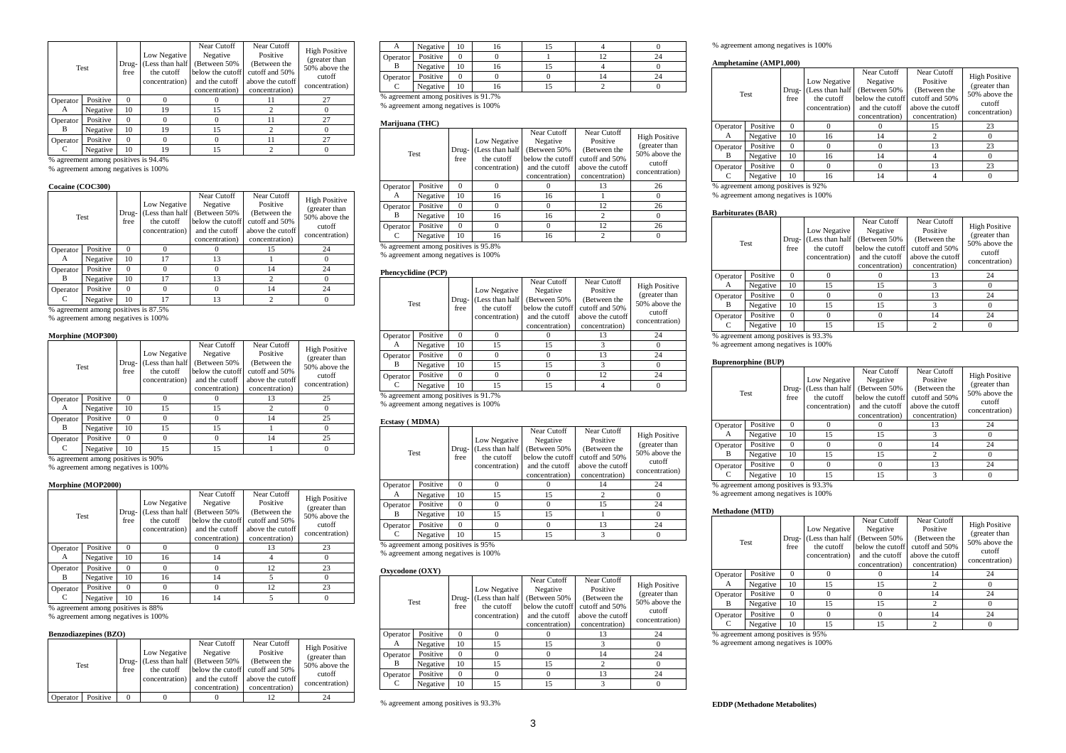| Test | | Drug-free | Low Negative (Less than half the cutoff concentration) | Near Cutoff Negative (Between 50% below the cutoff and the cutoff concentration) | Near Cutoff Positive (Between the cutoff and 50% above the cutoff concentration) | High Positive (greater than 50% above the cutoff concentration) |
|---|---|---|---|---|---|---|
| Operator A | Positive | 0 | 0 | 0 | 11 | 27 |
| | Negative | 10 | 19 | 15 | 2 | 0 |
| Operator B | Positive | 0 | 0 | 0 | 11 | 27 |
| | Negative | 10 | 19 | 15 | 2 | 0 |
| Operator C | Positive | 0 | 0 | 0 | 11 | 27 |
| | Negative | 10 | 19 | 15 | 2 | 0 |

% agreement among positives is 94.4%
% agreement among negatives is 100%

**Cocaine (COC300)**

| Test | | Drug-free | Low Negative (Less than half the cutoff concentration) | Near Cutoff Negative (Between 50% below the cutoff and the cutoff concentration) | Near Cutoff Positive (Between the cutoff and 50% above the cutoff concentration) | High Positive (greater than 50% above the cutoff concentration) |
|---|---|---|---|---|---|---|
| Operator A | Positive | 0 | 0 | 0 | 15 | 24 |
| | Negative | 10 | 17 | 13 | 1 | 0 |
| Operator B | Positive | 0 | 0 | 0 | 14 | 24 |
| | Negative | 10 | 17 | 13 | 2 | 0 |
| Operator C | Positive | 0 | 0 | 0 | 14 | 24 |
| | Negative | 10 | 17 | 13 | 2 | 0 |

% agreement among positives is 87.5%
% agreement among negatives is 100%

**Morphine (MOP300)**

| Test | | Drug-free | Low Negative (Less than half the cutoff concentration) | Near Cutoff Negative (Between 50% below the cutoff and the cutoff concentration) | Near Cutoff Positive (Between the cutoff and 50% above the cutoff concentration) | High Positive (greater than 50% above the cutoff concentration) |
|---|---|---|---|---|---|---|
| Operator A | Positive | 0 | 0 | 0 | 13 | 25 |
| | Negative | 10 | 15 | 15 | 2 | 0 |
| Operator B | Positive | 0 | 0 | 0 | 14 | 25 |
| | Negative | 10 | 15 | 15 | 1 | 0 |
| Operator C | Positive | 0 | 0 | 0 | 14 | 25 |
| | Negative | 10 | 15 | 15 | 1 | 0 |

% agreement among positives is 90%
% agreement among negatives is 100%

**Morphine (MOP2000)**

| Test | | Drug-free | Low Negative (Less than half the cutoff concentration) | Near Cutoff Negative (Between 50% below the cutoff and the cutoff concentration) | Near Cutoff Positive (Between the cutoff and 50% above the cutoff concentration) | High Positive (greater than 50% above the cutoff concentration) |
|---|---|---|---|---|---|---|
| Operator A | Positive | 0 | 0 | 0 | 13 | 23 |
| | Negative | 10 | 16 | 14 | 4 | 0 |
| Operator B | Positive | 0 | 0 | 0 | 12 | 23 |
| | Negative | 10 | 16 | 14 | 5 | 0 |
| Operator C | Positive | 0 | 0 | 0 | 12 | 23 |
| | Negative | 10 | 16 | 14 | 5 | 0 |

% agreement among positives is 88%
% agreement among negatives is 100%

**Benzodiazepines (BZO)**

| Test | | Drug-free | Low Negative (Less than half the cutoff concentration) | Near Cutoff Negative (Between 50% below the cutoff and the cutoff concentration) | Near Cutoff Positive (Between the cutoff and 50% above the cutoff concentration) | High Positive (greater than 50% above the cutoff concentration) |
|---|---|---|---|---|---|---|
| Operator A | Positive | 0 | 0 | 0 | 12 | 24 |
| | Negative | 10 | 16 | 15 | 4 | 0 |
| Operator B | Positive | 0 | 0 | 1 | 12 | 24 |
| | Negative | 10 | 16 | 15 | 4 | 0 |
| Operator C | Positive | 0 | 0 | 0 | 14 | 24 |
| | Negative | 10 | 16 | 15 | 2 | 0 |

% agreement among positives is 91.7%
% agreement among negatives is 100%

**Marijuana (THC)**

| Test | | Drug-free | Low Negative (Less than half the cutoff concentration) | Near Cutoff Negative (Between 50% below the cutoff and the cutoff concentration) | Near Cutoff Positive (Between the cutoff and 50% above the cutoff concentration) | High Positive (greater than 50% above the cutoff concentration) |
|---|---|---|---|---|---|---|
| Operator A | Positive | 0 | 0 | 0 | 13 | 26 |
| | Negative | 10 | 16 | 16 | 1 | 0 |
| Operator B | Positive | 0 | 0 | 0 | 12 | 26 |
| | Negative | 10 | 16 | 16 | 2 | 0 |
| Operator C | Positive | 0 | 0 | 0 | 12 | 26 |
| | Negative | 10 | 16 | 16 | 2 | 0 |

% agreement among positives is 95.8%
% agreement among negatives is 100%

**Phencyclidine (PCP)**

| Test | | Drug-free | Low Negative (Less than half the cutoff concentration) | Near Cutoff Negative (Between 50% below the cutoff and the cutoff concentration) | Near Cutoff Positive (Between the cutoff and 50% above the cutoff concentration) | High Positive (greater than 50% above the cutoff concentration) |
|---|---|---|---|---|---|---|
| Operator A | Positive | 0 | 0 | 0 | 13 | 24 |
| | Negative | 10 | 15 | 15 | 3 | 0 |
| Operator B | Positive | 0 | 0 | 0 | 13 | 24 |
| | Negative | 10 | 15 | 15 | 3 | 0 |
| Operator C | Positive | 0 | 0 | 0 | 12 | 24 |
| | Negative | 10 | 15 | 15 | 4 | 0 |

% agreement among positives is 91.7%
% agreement among negatives is 100%

**Ecstasy ( MDMA)**

| Test | | Drug-free | Low Negative (Less than half the cutoff concentration) | Near Cutoff Negative (Between 50% below the cutoff and the cutoff concentration) | Near Cutoff Positive (Between the cutoff and 50% above the cutoff concentration) | High Positive (greater than 50% above the cutoff concentration) |
|---|---|---|---|---|---|---|
| Operator A | Positive | 0 | 0 | 0 | 14 | 24 |
| | Negative | 10 | 15 | 15 | 2 | 0 |
| Operator B | Positive | 0 | 0 | 0 | 15 | 24 |
| | Negative | 10 | 15 | 15 | 1 | 0 |
| Operator C | Positive | 0 | 0 | 0 | 13 | 24 |
| | Negative | 10 | 15 | 15 | 3 | 0 |

% agreement among positives is 95%
% agreement among negatives is 100%

**Oxycodone (OXY)**

| Test | | Drug-free | Low Negative (Less than half the cutoff concentration) | Near Cutoff Negative (Between 50% below the cutoff and the cutoff concentration) | Near Cutoff Positive (Between the cutoff and 50% above the cutoff concentration) | High Positive (greater than 50% above the cutoff concentration) |
|---|---|---|---|---|---|---|
| Operator A | Positive | 0 | 0 | 0 | 13 | 24 |
| | Negative | 10 | 15 | 15 | 3 | 0 |
| Operator B | Positive | 0 | 0 | 0 | 14 | 24 |
| | Negative | 10 | 15 | 15 | 2 | 0 |
| Operator C | Positive | 0 | 0 | 0 | 13 | 24 |
| | Negative | 10 | 15 | 15 | 3 | 0 |

% agreement among positives is 93.3%
% agreement among negatives is 100%

**Amphetamine (AMP1,000)**

| Test | | Drug-free | Low Negative (Less than half the cutoff concentration) | Near Cutoff Negative (Between 50% below the cutoff and the cutoff concentration) | Near Cutoff Positive (Between the cutoff and 50% above the cutoff concentration) | High Positive (greater than 50% above the cutoff concentration) |
|---|---|---|---|---|---|---|
| Operator A | Positive | 0 | 0 | 0 | 15 | 23 |
| | Negative | 10 | 16 | 14 | 2 | 0 |
| Operator B | Positive | 0 | 0 | 0 | 13 | 23 |
| | Negative | 10 | 16 | 14 | 4 | 0 |
| Operator C | Positive | 0 | 0 | 0 | 13 | 23 |
| | Negative | 10 | 16 | 14 | 4 | 0 |

% agreement among positives is 92%
% agreement among negatives is 100%

**Barbiturates (BAR)**

| Test | | Drug-free | Low Negative (Less than half the cutoff concentration) | Near Cutoff Negative (Between 50% below the cutoff and the cutoff concentration) | Near Cutoff Positive (Between the cutoff and 50% above the cutoff concentration) | High Positive (greater than 50% above the cutoff concentration) |
|---|---|---|---|---|---|---|
| Operator A | Positive | 0 | 0 | 0 | 13 | 24 |
| | Negative | 10 | 15 | 15 | 3 | 0 |
| Operator B | Positive | 0 | 0 | 0 | 13 | 24 |
| | Negative | 10 | 15 | 15 | 3 | 0 |
| Operator C | Positive | 0 | 0 | 0 | 14 | 24 |
| | Negative | 10 | 15 | 15 | 2 | 0 |

% agreement among positives is 93.3%
% agreement among negatives is 100%

**Buprenorphine (BUP)**

| Test | | Drug-free | Low Negative (Less than half the cutoff concentration) | Near Cutoff Negative (Between 50% below the cutoff and the cutoff concentration) | Near Cutoff Positive (Between the cutoff and 50% above the cutoff concentration) | High Positive (greater than 50% above the cutoff concentration) |
|---|---|---|---|---|---|---|
| Operator A | Positive | 0 | 0 | 0 | 13 | 24 |
| | Negative | 10 | 15 | 15 | 3 | 0 |
| Operator B | Positive | 0 | 0 | 0 | 14 | 24 |
| | Negative | 10 | 15 | 15 | 2 | 0 |
| Operator C | Positive | 0 | 0 | 0 | 13 | 24 |
| | Negative | 10 | 15 | 15 | 3 | 0 |

% agreement among positives is 93.3%
% agreement among negatives is 100%

**Methadone (MTD)**

| Test | | Drug-free | Low Negative (Less than half the cutoff concentration) | Near Cutoff Negative (Between 50% below the cutoff and the cutoff concentration) | Near Cutoff Positive (Between the cutoff and 50% above the cutoff concentration) | High Positive (greater than 50% above the cutoff concentration) |
|---|---|---|---|---|---|---|
| Operator A | Positive | 0 | 0 | 0 | 14 | 24 |
| | Negative | 10 | 15 | 15 | 2 | 0 |
| Operator B | Positive | 0 | 0 | 0 | 14 | 24 |
| | Negative | 10 | 15 | 15 | 2 | 0 |
| Operator C | Positive | 0 | 0 | 0 | 14 | 24 |
| | Negative | 10 | 15 | 15 | 2 | 0 |

% agreement among positives is 95%
% agreement among negatives is 100%

**EDDP (Methadone Metabolites)**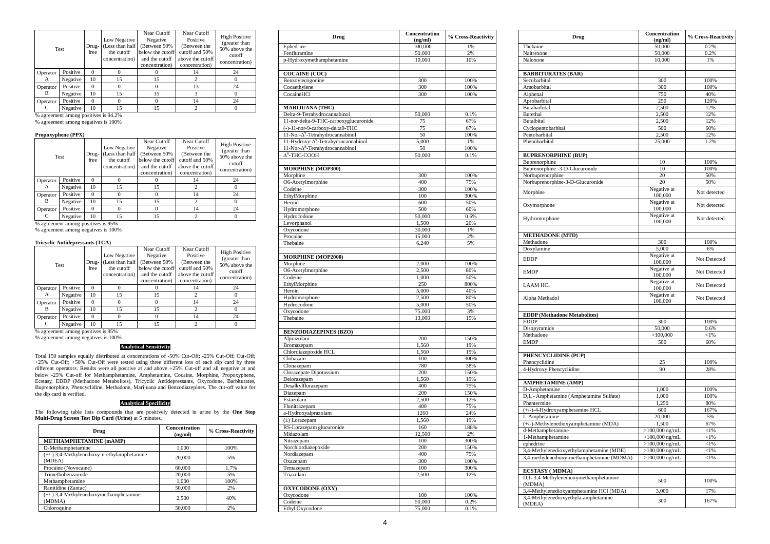| Test | | Drug-free | Low Negative (Less than half the cutoff concentration) | Near Cutoff Negative (Between 50% below the cutoff and the cutoff concentration) | Near Cutoff Positive (Between the cutoff and 50% above the cutoff concentration) | High Positive (greater than 50% above the cutoff concentration) |
|---|---|---|---|---|---|---|
| Operator A | Positive | 0 | 0 | 0 | 14 | 24 |
| | Negative | 10 | 15 | 15 | 2 | 0 |
| Operator B | Positive | 0 | 0 | 0 | 13 | 24 |
| | Negative | 10 | 15 | 15 | 3 | 0 |
| Operator C | Positive | 0 | 0 | 0 | 14 | 24 |
| | Negative | 10 | 15 | 15 | 2 | 0 |

% agreement among positives is 94.2%
% agreement among negatives is 100%

**Propoxyphene (PPX)**

| Test | | Drug-free | Low Negative (Less than half the cutoff concentration) | Near Cutoff Negative (Between 50% below the cutoff and the cutoff concentration) | Near Cutoff Positive (Between the cutoff and 50% above the cutoff concentration) | High Positive (greater than 50% above the cutoff concentration) |
|---|---|---|---|---|---|---|
| Operator A | Positive | 0 | 0 | 0 | 14 | 24 |
| | Negative | 10 | 15 | 15 | 2 | 0 |
| Operator B | Positive | 0 | 0 | 0 | 14 | 24 |
| | Negative | 10 | 15 | 15 | 2 | 0 |
| Operator C | Positive | 0 | 0 | 0 | 14 | 24 |
| | Negative | 10 | 15 | 15 | 2 | 0 |

% agreement among positives is 95%
% agreement among negatives is 100%

**Tricyclic Antidepressants (TCA)**

| Test | | Drug-free | Low Negative (Less than half the cutoff concentration) | Near Cutoff Negative (Between 50% below the cutoff and the cutoff concentration) | Near Cutoff Positive (Between the cutoff and 50% above the cutoff concentration) | High Positive (greater than 50% above the cutoff concentration) |
|---|---|---|---|---|---|---|
| Operator A | Positive | 0 | 0 | 0 | 14 | 24 |
| | Negative | 10 | 15 | 15 | 2 | 0 |
| Operator B | Positive | 0 | 0 | 0 | 14 | 24 |
| | Negative | 10 | 15 | 15 | 2 | 0 |
| Operator C | Positive | 0 | 0 | 0 | 14 | 24 |
| | Negative | 10 | 15 | 15 | 2 | 0 |

% agreement among positives is 95%
% agreement among negatives is 100%

## Analytical Sensitivity

Total 150 samples equally distributed at concentrations of -50% Cut-Off; -25% Cut-Off; Cut-Off; +25% Cut-Off; +50% Cut-Off were tested using three different lots of each dip card by three different operators. Results were all positive at and above +25% Cut-off and all negative at and below -25% Cut-off for Methamphetamine, Amphetamine, Cocaine, Morphine, Propoxyphene, Ecstasy, EDDP (Methadone Metabolites), Tricyclic Antidepressants, Oxycodone, Barbiturates, Buprenorphine, Phencyclidine, Methadone, Marijuana and Benzodiazepines. The cut-off value for the dip card is verified.

## Analytical Specificity

The following table lists compounds that are positively detected in urine by the **One Step Multi-Drug Screen Test Dip Card (Urine)** at 5 minutes.

| Drug | Concentration (ng/ml) | % Cross-Reactivity |
|---|---|---|
| **METHAMPHETAMINE (mAMP)** | | |
| D-Methamphetamine | 1,000 | 100% |
| (+/-) 3,4-Methylenedioxy-n-ethylamphetamine (MDEA) | 20,000 | 5% |
| Procaine (Novocaine) | 60,000 | 1.7% |
| Trimethobenzamide | 20,000 | 5% |
| Methamphetamine | 1,000 | 100% |
| Ranitidine (Zantac) | 50,000 | 2% |
| (+/-) 3,4-Methylenedioxymethamphetamine (MDMA) | 2,500 | 40% |
| Chloroquine | 50,000 | 2% |
| Ephedrine | 100,000 | 1% |
| Fenfluramine | 50,000 | 2% |
| p-Hydroxymethamphetamine | 10,000 | 10% |
| | | |
| **COCAINE (COC)** | | |
| Benzoylecogonine | 300 | 100% |
| Cocaethylene | 300 | 100% |
| CocaineHCl | 300 | 100% |
| | | |
| **MARIJUANA (THC)** | | |
| Delta-9-Tetrahydrocannabinol | 50,000 | 0.1% |
| 11-nor-delta-9-THC-carboxyglucuronide | 75 | 67% |
| (-)-11-nor-9-carboxy-delta9-THC | 75 | 67% |
| 11-Nor-$\Delta^9$-Tetrahydrocannabinol | 50 | 100% |
| 11-Hydroxy-$\Delta^9$-Tetrahydrocannabinol | 5,000 | 1% |
| 11-Nor-$\Delta^8$-Tetrahydrocannabinol | 50 | 100% |
| $\Delta^8$-THC-COOH | 50,000 | 0.1% |
| | | |
| **MORPHINE (MOP300)** | | |
| Morphine | 300 | 100% |
| O6-Acetylmorphine | 400 | 75% |
| Codeine | 300 | 100% |
| EthylMorphine | 100 | 300% |
| Heroin | 600 | 50% |
| Hydromorphone | 500 | 60% |
| Hydrocodone | 50,000 | 0.6% |
| Levorphanol | 1,500 | 20% |
| Oxycodone | 30,000 | 1% |
| Procaine | 15,000 | 2% |
| Thebaine | 6,240 | 5% |
| | | |
| **MORPHINE (MOP2000)** | | |
| Morphine | 2,000 | 100% |
| O6-Acetylmorphine | 2,500 | 80% |
| Codeine | 1,000 | 50% |
| EthylMorphine | 250 | 800% |
| Heroin | 5,000 | 40% |
| Hydromorphone | 2,500 | 80% |
| Hydrocodone | 5,000 | 50% |
| Oxycodone | 75,000 | 3% |
| Thebaine | 13,000 | 15% |
| | | |
| **BENZODIAZEPINES (BZO)** | | |
| Alprazolam | 200 | 150% |
| Bromazepam | 1,560 | 19% |
| Chlordiazepoxide HCL | 1,560 | 19% |
| Clobazam | 100 | 300% |
| Clonazepam | 780 | 38% |
| Clorazepate Dipotassium | 200 | 150% |
| Delorazepam | 1,560 | 19% |
| Desalkylflurazepam | 400 | 75% |
| Diazepam | 200 | 150% |
| Estazolam | 2,500 | 12% |
| Flunitrazepam | 400 | 75% |
| a-Hydroxyalprazolam | 1260 | 24% |
| (±) Lorazepam | 1,560 | 19% |
| RS-Lorazepam glucuronide | 160 | 188% |
| Midazolam | 12,500 | 2% |
| Nitrazepam | 100 | 300% |
| Norchlordiazepoxide | 200 | 150% |
| Nordiazepam | 400 | 75% |
| Oxazepam | 300 | 100% |
| Temazepam | 100 | 300% |
| Triazolam | 2,500 | 12% |
| | | |
| **OXYCODONE (OXY)** | | |
| Oxycodone | 100 | 100% |
| Codeine | 50,000 | 0.2% |
| Ethyl Oxycodone | 75,000 | 0.1% |
| Thebaine | 50,000 | 0.2% |
| Naltrexone | 50,000 | 0.2% |
| Naloxone | 10,000 | 1% |
| | | |
| **BARBITURATES (BAR)** | | |
| Secobarbital | 300 | 100% |
| Amobarbital | 300 | 100% |
| Alphenal | 750 | 40% |
| Aprobarbital | 250 | 120% |
| Butabarbital | 2,500 | 12% |
| Butethal | 2,500 | 12% |
| Butalbital | 2,500 | 12% |
| Cyclopentobarbital | 500 | 60% |
| Pentobarbital | 2,500 | 12% |
| Phenobarbital | 25,000 | 1.2% |
| | | |
| **BUPRENORPHINE (BUP)** | | |
| Buprenorphine | 10 | 100% |
| Buprenorphine -3-D-Glucuronide | 10 | 100% |
| Norbuprenorphine | 20 | 50% |
| Norbuprenorphine-3-D-Glucuronide | 20 | 50% |
| Morphine | Negative at 100,000 | Not detected |
| Oxymorphone | Negative at 100,000 | Not detected |
| Hydromorphone | Negative at 100,000 | Not detected |
| | | |
| **METHADONE (MTD)** | | |
| Methadone | 300 | 100% |
| Doxylamine | 5,000 | 6% |
| EDDP | Negative at 100,000 | Not Detected |
| EMDP | Negative at 100,000 | Not Detected |
| LAAM HCl | Negative at 100,000 | Not Detected |
| Alpha Methadol | Negative at 100,000 | Not Detected |
| | | |
| **EDDP (Methadone Metabolites)** | | |
| EDDP | 300 | 100% |
| Disopyramide | 50,000 | 0.6% |
| Methadone | >100,000 | <1% |
| EMDP | 500 | 60% |
| | | |
| **PHENCYCLIDINE (PCP)** | | |
| Phencyclidine | 25 | 100% |
| 4-Hydroxy Phencyclidine | 90 | 28% |
| | | |
| **AMPHETAMINE (AMP)** | | |
| D-Amphetamine | 1,000 | 100% |
| D,L - Amphetamine (Amphetamine Sulfate) | 1,000 | 100% |
| Phentermine | 1,250 | 80% |
| (+/-)-4-Hydroxyamphetamine HCL | 600 | 167% |
| L-Amphetamine | 20,000 | 5% |
| (+/-)-Methylenedioxyamphetamine (MDA) | 1,500 | 67% |
| d-Methamphetamine | >100,000 ng/mL | <1% |
| l-Methamphetamine | >100,000 ng/mL | <1% |
| ephedrine | >100,000 ng/mL | <1% |
| 3,4-Methylenedioxyethylamphetamine (MDE) | >100,000 ng/mL | <1% |
| 3,4-methylenedioxy-methamphetamine (MDMA) | >100,000 ng/mL | <1% |
| | | |
| **ECSTASY ( MDMA)** | | |
| D,L-3,4-Methylenedioxymethamphetamine (MDMA) | 500 | 100% |
| 3,4-Methylenedioxyamphetamine HCI (MDA) | 3,000 | 17% |
| 3,4-Methylenedioxyethyla-amphetamine (MDEA) | 300 | 167% |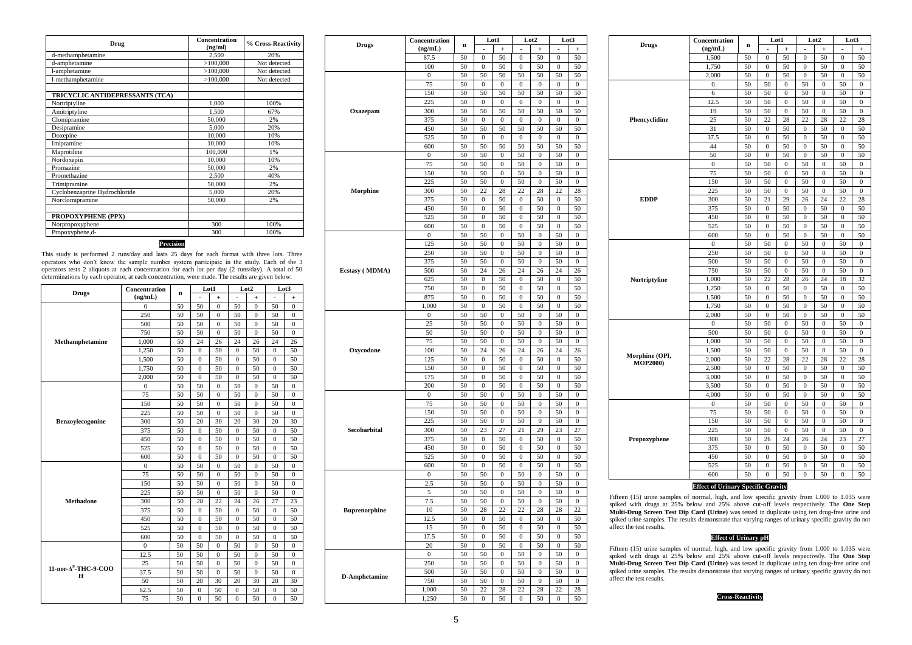| Drug | Concentration (ng/ml) | % Cross-Reactivity |
|---|---|---|
| d-methamphetamine | 2,500 | 20% |
| d-amphetamine | >100,000 | Not detected |
| l-amphetamine | >100,000 | Not detected |
| l-methamphetamine | >100,000 | Not detected |
| | | |
| **TRICYCLIC ANTIDEPRESSANTS (TCA)** | | |
| Nortriptyline | 1,000 | 100% |
| Amitriptyline | 1,500 | 67% |
| Clomipramine | 50,000 | 2% |
| Desipramine | 5,000 | 20% |
| Doxepine | 10,000 | 10% |
| Imipramine | 10,000 | 10% |
| Maprotiline | 100,000 | 1% |
| Nordoxepin | 10,000 | 10% |
| Promazine | 50,000 | 2% |
| Promethazine | 2,500 | 40% |
| Trimipramine | 50,000 | 2% |
| Cyclobenzaprine Hydrochloride | 5,000 | 20% |
| Norclomipramine | 50,000 | 2% |
| | | |
| **PROPOXYPHENE (PPX)** | | |
| Norpropoxyphene | 300 | 100% |
| Propoxyphene,d- | 300 | 100% |

## Precision

This study is performed 2 runs/day and lasts 25 days for each format with three lots. Three operators who don't know the sample number system participate in the study. Each of the 3 operators tests 2 aliquots at each concentration for each lot per day (2 runs/day). A total of 50 determinations by each operator, at each concentration, were made. The results are given below:

| Drugs | Concentration (ng/mL) | n | Lot1 - | Lot1 + | Lot2 - | Lot2 + | Lot3 - | Lot3 + |
|---|---|---|---|---|---|---|---|---|
| Methamphetamine | 0 | 50 | 50 | 0 | 50 | 0 | 50 | 0 |
| | 250 | 50 | 50 | 0 | 50 | 0 | 50 | 0 |
| | 500 | 50 | 50 | 0 | 50 | 0 | 50 | 0 |
| | 750 | 50 | 50 | 0 | 50 | 0 | 50 | 0 |
| | 1,000 | 50 | 24 | 26 | 24 | 26 | 24 | 26 |
| | 1,250 | 50 | 0 | 50 | 0 | 50 | 0 | 50 |
| | 1,500 | 50 | 0 | 50 | 0 | 50 | 0 | 50 |
| | 1,750 | 50 | 0 | 50 | 0 | 50 | 0 | 50 |
| | 2,000 | 50 | 0 | 50 | 0 | 50 | 0 | 50 |
| Benzoylecogonine | 0 | 50 | 50 | 0 | 50 | 0 | 50 | 0 |
| | 75 | 50 | 50 | 0 | 50 | 0 | 50 | 0 |
| | 150 | 50 | 50 | 0 | 50 | 0 | 50 | 0 |
| | 225 | 50 | 50 | 0 | 50 | 0 | 50 | 0 |
| | 300 | 50 | 20 | 30 | 20 | 30 | 20 | 30 |
| | 375 | 50 | 0 | 50 | 0 | 50 | 0 | 50 |
| | 450 | 50 | 0 | 50 | 0 | 50 | 0 | 50 |
| | 525 | 50 | 0 | 50 | 0 | 50 | 0 | 50 |
| | 600 | 50 | 0 | 50 | 0 | 50 | 0 | 50 |
| Methadone | 0 | 50 | 50 | 0 | 50 | 0 | 50 | 0 |
| | 75 | 50 | 50 | 0 | 50 | 0 | 50 | 0 |
| | 150 | 50 | 50 | 0 | 50 | 0 | 50 | 0 |
| | 225 | 50 | 50 | 0 | 50 | 0 | 50 | 0 |
| | 300 | 50 | 28 | 22 | 24 | 26 | 27 | 23 |
| | 375 | 50 | 0 | 50 | 0 | 50 | 0 | 50 |
| | 450 | 50 | 0 | 50 | 0 | 50 | 0 | 50 |
| | 525 | 50 | 0 | 50 | 0 | 50 | 0 | 50 |
| | 600 | 50 | 0 | 50 | 0 | 50 | 0 | 50 |
| 11-nor-$\Delta^9$-THC-9-COOH | 0 | 50 | 50 | 0 | 50 | 0 | 50 | 0 |
| | 12.5 | 50 | 50 | 0 | 50 | 0 | 50 | 0 |
| | 25 | 50 | 50 | 0 | 50 | 0 | 50 | 0 |
| | 37.5 | 50 | 50 | 0 | 50 | 0 | 50 | 0 |
| | 50 | 50 | 20 | 30 | 20 | 30 | 20 | 30 |
| | 62.5 | 50 | 0 | 50 | 0 | 50 | 0 | 50 |
| | 75 | 50 | 0 | 50 | 0 | 50 | 0 | 50 |
| | 87.5 | 50 | 0 | 50 | 0 | 50 | 0 | 50 |
| | 100 | 50 | 0 | 50 | 0 | 50 | 0 | 50 |
| Oxazepam | 0 | 50 | 50 | 50 | 50 | 50 | 50 | 50 |
| | 75 | 50 | 0 | 0 | 0 | 0 | 0 | 0 |
| | 150 | 50 | 50 | 50 | 50 | 50 | 50 | 50 |
| | 225 | 50 | 0 | 0 | 0 | 0 | 0 | 0 |
| | 300 | 50 | 50 | 50 | 50 | 50 | 50 | 50 |
| | 375 | 50 | 0 | 0 | 0 | 0 | 0 | 0 |
| | 450 | 50 | 50 | 50 | 50 | 50 | 50 | 50 |
| | 525 | 50 | 0 | 0 | 0 | 0 | 0 | 0 |
| | 600 | 50 | 50 | 50 | 50 | 50 | 50 | 50 |
| Morphine | 0 | 50 | 50 | 0 | 50 | 0 | 50 | 0 |
| | 75 | 50 | 50 | 0 | 50 | 0 | 50 | 0 |
| | 150 | 50 | 50 | 0 | 50 | 0 | 50 | 0 |
| | 225 | 50 | 50 | 0 | 50 | 0 | 50 | 0 |
| | 300 | 50 | 22 | 28 | 22 | 28 | 22 | 28 |
| | 375 | 50 | 0 | 50 | 0 | 50 | 0 | 50 |
| | 450 | 50 | 0 | 50 | 0 | 50 | 0 | 50 |
| | 525 | 50 | 0 | 50 | 0 | 50 | 0 | 50 |
| | 600 | 50 | 0 | 50 | 0 | 50 | 0 | 50 |
| Ecstasy ( MDMA) | 0 | 50 | 50 | 0 | 50 | 0 | 50 | 0 |
| | 125 | 50 | 50 | 0 | 50 | 0 | 50 | 0 |
| | 250 | 50 | 50 | 0 | 50 | 0 | 50 | 0 |
| | 375 | 50 | 50 | 0 | 50 | 0 | 50 | 0 |
| | 500 | 50 | 24 | 26 | 24 | 26 | 24 | 26 |
| | 625 | 50 | 0 | 50 | 0 | 50 | 0 | 50 |
| | 750 | 50 | 0 | 50 | 0 | 50 | 0 | 50 |
| | 875 | 50 | 0 | 50 | 0 | 50 | 0 | 50 |
| | 1,000 | 50 | 0 | 50 | 0 | 50 | 0 | 50 |
| Oxycodone | 0 | 50 | 50 | 0 | 50 | 0 | 50 | 0 |
| | 25 | 50 | 50 | 0 | 50 | 0 | 50 | 0 |
| | 50 | 50 | 50 | 0 | 50 | 0 | 50 | 0 |
| | 75 | 50 | 50 | 0 | 50 | 0 | 50 | 0 |
| | 100 | 50 | 24 | 26 | 24 | 26 | 24 | 26 |
| | 125 | 50 | 0 | 50 | 0 | 50 | 0 | 50 |
| | 150 | 50 | 0 | 50 | 0 | 50 | 0 | 50 |
| | 175 | 50 | 0 | 50 | 0 | 50 | 0 | 50 |
| | 200 | 50 | 0 | 50 | 0 | 50 | 0 | 50 |
| Secobarbital | 0 | 50 | 50 | 0 | 50 | 0 | 50 | 0 |
| | 75 | 50 | 50 | 0 | 50 | 0 | 50 | 0 |
| | 150 | 50 | 50 | 0 | 50 | 0 | 50 | 0 |
| | 225 | 50 | 50 | 0 | 50 | 0 | 50 | 0 |
| | 300 | 50 | 23 | 27 | 21 | 29 | 23 | 27 |
| | 375 | 50 | 0 | 50 | 0 | 50 | 0 | 50 |
| | 450 | 50 | 0 | 50 | 0 | 50 | 0 | 50 |
| | 525 | 50 | 0 | 50 | 0 | 50 | 0 | 50 |
| | 600 | 50 | 0 | 50 | 0 | 50 | 0 | 50 |
| Buprenorphine | 0 | 50 | 50 | 0 | 50 | 0 | 50 | 0 |
| | 2.5 | 50 | 50 | 0 | 50 | 0 | 50 | 0 |
| | 5 | 50 | 50 | 0 | 50 | 0 | 50 | 0 |
| | 7.5 | 50 | 50 | 0 | 50 | 0 | 50 | 0 |
| | 10 | 50 | 28 | 22 | 22 | 28 | 28 | 22 |
| | 12.5 | 50 | 0 | 50 | 0 | 50 | 0 | 50 |
| | 15 | 50 | 0 | 50 | 0 | 50 | 0 | 50 |
| | 17.5 | 50 | 0 | 50 | 0 | 50 | 0 | 50 |
| | 20 | 50 | 0 | 50 | 0 | 50 | 0 | 50 |
| D-Amphetamine | 0 | 50 | 50 | 0 | 50 | 0 | 50 | 0 |
| | 250 | 50 | 50 | 0 | 50 | 0 | 50 | 0 |
| | 500 | 50 | 50 | 0 | 50 | 0 | 50 | 0 |
| | 750 | 50 | 50 | 0 | 50 | 0 | 50 | 0 |
| | 1,000 | 50 | 22 | 28 | 22 | 28 | 22 | 28 |
| | 1,250 | 50 | 0 | 50 | 0 | 50 | 0 | 50 |
| | 1,500 | 50 | 0 | 50 | 0 | 50 | 0 | 50 |
| | 1,750 | 50 | 0 | 50 | 0 | 50 | 0 | 50 |
| | 2,000 | 50 | 0 | 50 | 0 | 50 | 0 | 50 |
| Phencyclidine | 0 | 50 | 50 | 0 | 50 | 0 | 50 | 0 |
| | 6 | 50 | 50 | 0 | 50 | 0 | 50 | 0 |
| | 12.5 | 50 | 50 | 0 | 50 | 0 | 50 | 0 |
| | 19 | 50 | 50 | 0 | 50 | 0 | 50 | 0 |
| | 25 | 50 | 22 | 28 | 22 | 28 | 22 | 28 |
| | 31 | 50 | 0 | 50 | 0 | 50 | 0 | 50 |
| | 37.5 | 50 | 0 | 50 | 0 | 50 | 0 | 50 |
| | 44 | 50 | 0 | 50 | 0 | 50 | 0 | 50 |
| | 50 | 50 | 0 | 50 | 0 | 50 | 0 | 50 |
| EDDP | 0 | 50 | 50 | 0 | 50 | 0 | 50 | 0 |
| | 75 | 50 | 50 | 0 | 50 | 0 | 50 | 0 |
| | 150 | 50 | 50 | 0 | 50 | 0 | 50 | 0 |
| | 225 | 50 | 50 | 0 | 50 | 0 | 50 | 0 |
| | 300 | 50 | 21 | 29 | 26 | 24 | 22 | 28 |
| | 375 | 50 | 0 | 50 | 0 | 50 | 0 | 50 |
| | 450 | 50 | 0 | 50 | 0 | 50 | 0 | 50 |
| | 525 | 50 | 0 | 50 | 0 | 50 | 0 | 50 |
| | 600 | 50 | 0 | 50 | 0 | 50 | 0 | 50 |
| Nortriptyline | 0 | 50 | 50 | 0 | 50 | 0 | 50 | 0 |
| | 250 | 50 | 50 | 0 | 50 | 0 | 50 | 0 |
| | 500 | 50 | 50 | 0 | 50 | 0 | 50 | 0 |
| | 750 | 50 | 50 | 0 | 50 | 0 | 50 | 0 |
| | 1,000 | 50 | 22 | 28 | 26 | 24 | 18 | 32 |
| | 1,250 | 50 | 0 | 50 | 0 | 50 | 0 | 50 |
| | 1,500 | 50 | 0 | 50 | 0 | 50 | 0 | 50 |
| | 1,750 | 50 | 0 | 50 | 0 | 50 | 0 | 50 |
| | 2,000 | 50 | 0 | 50 | 0 | 50 | 0 | 50 |
| Morphine (OPI, MOP2000) | 0 | 50 | 50 | 0 | 50 | 0 | 50 | 0 |
| | 500 | 50 | 50 | 0 | 50 | 0 | 50 | 0 |
| | 1,000 | 50 | 50 | 0 | 50 | 0 | 50 | 0 |
| | 1,500 | 50 | 50 | 0 | 50 | 0 | 50 | 0 |
| | 2,000 | 50 | 22 | 28 | 22 | 28 | 22 | 28 |
| | 2,500 | 50 | 0 | 50 | 0 | 50 | 0 | 50 |
| | 3,000 | 50 | 0 | 50 | 0 | 50 | 0 | 50 |
| | 3,500 | 50 | 0 | 50 | 0 | 50 | 0 | 50 |
| | 4,000 | 50 | 0 | 50 | 0 | 50 | 0 | 50 |
| Propoxyphene | 0 | 50 | 50 | 0 | 50 | 0 | 50 | 0 |
| | 75 | 50 | 50 | 0 | 50 | 0 | 50 | 0 |
| | 150 | 50 | 50 | 0 | 50 | 0 | 50 | 0 |
| | 225 | 50 | 50 | 0 | 50 | 0 | 50 | 0 |
| | 300 | 50 | 26 | 24 | 26 | 24 | 23 | 27 |
| | 375 | 50 | 0 | 50 | 0 | 50 | 0 | 50 |
| | 450 | 50 | 0 | 50 | 0 | 50 | 0 | 50 |
| | 525 | 50 | 0 | 50 | 0 | 50 | 0 | 50 |
| | 600 | 50 | 0 | 50 | 0 | 50 | 0 | 50 |

## Effect of Urinary Specific Gravity

Fifteen (15) urine samples of normal, high, and low specific gravity from 1.000 to 1.035 were spiked with drugs at 25% below and 25% above cut-off levels respectively. The **One Step Multi-Drug Screen Test Dip Card (Urine)** was tested in duplicate using ten drug-free urine and spiked urine samples. The results demonstrate that varying ranges of urinary specific gravity do not affect the test results.

## Effect of Urinary pH

Fifteen (15) urine samples of normal, high, and low specific gravity from 1.000 to 1.035 were spiked with drugs at 25% below and 25% above cut-off levels respectively. The **One Step Multi-Drug Screen Test Dip Card (Urine)** was tested in duplicate using ten drug-free urine and spiked urine samples. The results demonstrate that varying ranges of urinary specific gravity do not affect the test results.

## Cross-Reactivity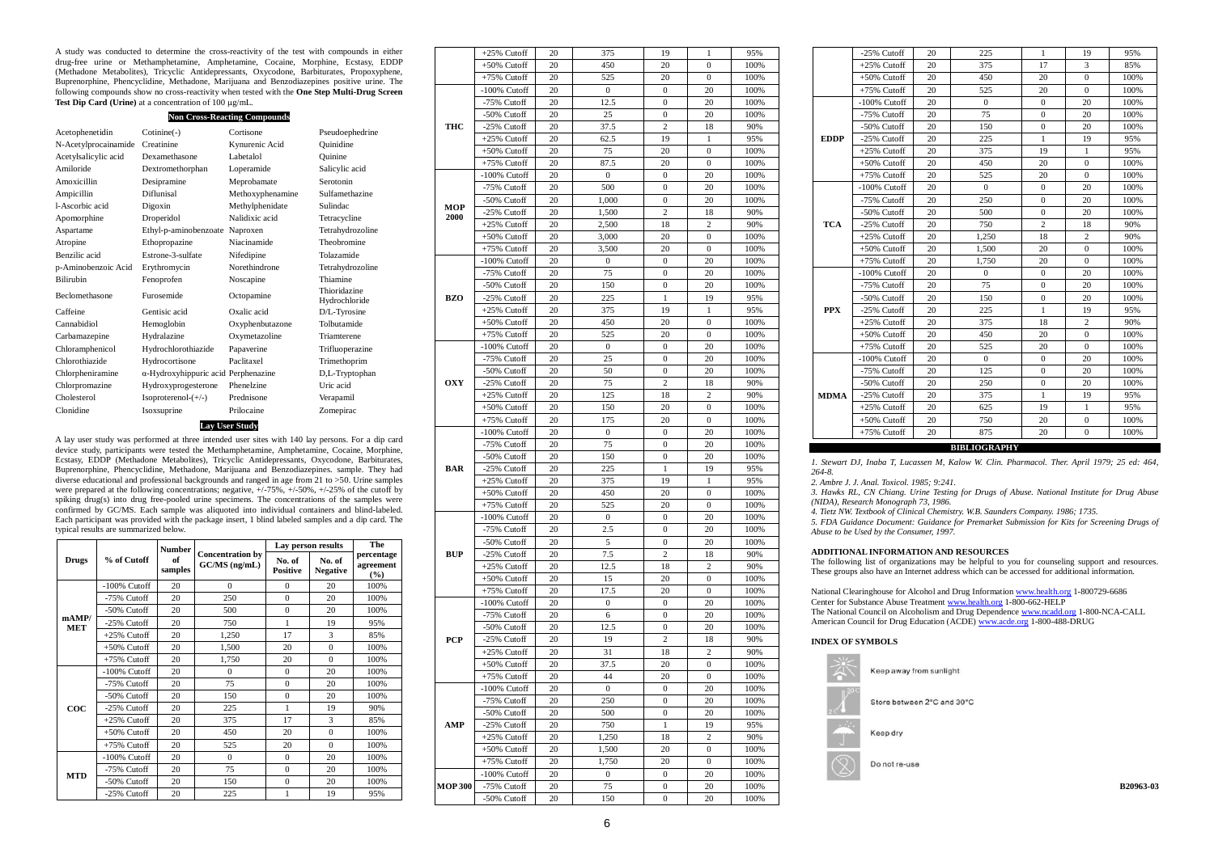A study was conducted to determine the cross-reactivity of the test with compounds in either drug-free urine or Methamphetamine, Amphetamine, Cocaine, Morphine, Ecstasy, EDDP (Methadone Metabolites), Tricyclic Antidepressants, Oxycodone, Barbiturates, Propoxyphene, Buprenorphine, Phencyclidine, Methadone, Marijuana and Benzodiazepines positive urine. The following compounds show no cross-reactivity when tested with the **One Step Multi-Drug Screen Test Dip Card (Urine)** at a concentration of 100 μg/mL.

**Non Cross-Reacting Compounds**

| | | | |
|---|---|---|---|
| Acetophenetidin | Cotinine(-) | Cortisone | Pseudoephedrine |
| N-Acetylprocainamide | Creatinine | Kynurenic Acid | Quinidine |
| Acetylsalicylic acid | Dexamethasone | Labetalol | Quinine |
| Amiloride | Dextromethorphan | Loperamide | Salicylic acid |
| Amoxicillin | Desipramine | Meprobamate | Serotonin |
| Ampicillin | Diflunisal | Methoxyphenamine | Sulfamethazine |
| l-Ascorbic acid | Digoxin | Methylphenidate | Sulindac |
| Apomorphine | Droperidol | Nalidixic acid | Tetracycline |
| Aspartame | Ethyl-p-aminobenzoate | Naproxen | Tetrahydrozoline |
| Atropine | Ethopropazine | Niacinamide | Theobromine |
| Benzilic acid | Estrone-3-sulfate | Nifedipine | Tolazamide |
| p-Aminobenzoic Acid | Erythromycin | Norethindrone | Tetrahydrozoline |
| Bilirubin | Fenoprofen | Noscapine | Thiamine |
| Beclomethasone | Furosemide | Octopamine | Thioridazine Hydrochloride |
| Caffeine | Gentisic acid | Oxalic acid | D/L-Tyrosine |
| Cannabidiol | Hemoglobin | Oxyphenbutazone | Tolbutamide |
| Carbamazepine | Hydralazine | Oxymetazoline | Triamterene |
| Chloramphenicol | Hydrochlorothiazide | Papaverine | Trifluoperazine |
| Chlorothiazide | Hydrocortisone | Paclitaxel | Trimethoprim |
| Chlorpheniramine | α-Hydroxyhippuric acid | Perphenazine | D,L-Tryptophan |
| Chlorpromazine | Hydroxyprogesterone | Phenelzine | Uric acid |
| Cholesterol | Isoproterenol-(+/-) | Prednisone | Verapamil |
| Clonidine | Isoxsuprine | Prilocaine | Zomepirac |

**Lay User Study**

A lay user study was performed at three intended user sites with 140 lay persons. For a dip card device study, participants were tested the Methamphetamine, Amphetamine, Cocaine, Morphine, Ecstasy, EDDP (Methadone Metabolites), Tricyclic Antidepressants, Oxycodone, Barbiturates, Buprenorphine, Phencyclidine, Methadone, Marijuana and Benzodiazepines. sample. They had diverse educational and professional backgrounds and ranged in age from 21 to >50. Urine samples were prepared at the following concentrations; negative, +/-75%, +/-50%, +/-25% of the cutoff by spiking drug(s) into drug free-pooled urine specimens. The concentrations of the samples were confirmed by GC/MS. Each sample was aliquoted into individual containers and blind-labeled. Each participant was provided with the package insert, 1 blind labeled samples and a dip card. The typical results are summarized below.

| Drugs | % of Cutoff | Number of samples | Concentration by GC/MS (ng/mL) | Lay person results | | The percentage agreement (%) |
|---|---|---|---|---|---|---|
| | | | | No. of Positive | No. of Negative | |
| mAMP/MET | -100% Cutoff | 20 | 0 | 0 | 20 | 100% |
| | -75% Cutoff | 20 | 250 | 0 | 20 | 100% |
| | -50% Cutoff | 20 | 500 | 0 | 20 | 100% |
| | -25% Cutoff | 20 | 750 | 1 | 19 | 95% |
| | +25% Cutoff | 20 | 1,250 | 17 | 3 | 85% |
| | +50% Cutoff | 20 | 1,500 | 20 | 0 | 100% |
| | +75% Cutoff | 20 | 1,750 | 20 | 0 | 100% |
| COC | -100% Cutoff | 20 | 0 | 0 | 20 | 100% |
| | -75% Cutoff | 20 | 75 | 0 | 20 | 100% |
| | -50% Cutoff | 20 | 150 | 0 | 20 | 100% |
| | -25% Cutoff | 20 | 225 | 1 | 19 | 90% |
| | +25% Cutoff | 20 | 375 | 17 | 3 | 85% |
| | +50% Cutoff | 20 | 450 | 20 | 0 | 100% |
| | +75% Cutoff | 20 | 525 | 20 | 0 | 100% |
| MTD | -100% Cutoff | 20 | 0 | 0 | 20 | 100% |
| | -75% Cutoff | 20 | 75 | 0 | 20 | 100% |
| | -50% Cutoff | 20 | 150 | 0 | 20 | 100% |
| | -25% Cutoff | 20 | 225 | 1 | 19 | 95% |
| | +25% Cutoff | 20 | 375 | 19 | 1 | 95% |
| | +50% Cutoff | 20 | 450 | 20 | 0 | 100% |
| | +75% Cutoff | 20 | 525 | 20 | 0 | 100% |
| THC | -100% Cutoff | 20 | 0 | 0 | 20 | 100% |
| | -75% Cutoff | 20 | 12.5 | 0 | 20 | 100% |
| | -50% Cutoff | 20 | 25 | 0 | 20 | 100% |
| | -25% Cutoff | 20 | 37.5 | 2 | 18 | 90% |
| | +25% Cutoff | 20 | 62.5 | 19 | 1 | 95% |
| | +50% Cutoff | 20 | 75 | 20 | 0 | 100% |
| | +75% Cutoff | 20 | 87.5 | 20 | 0 | 100% |
| MOP 2000 | -100% Cutoff | 20 | 0 | 0 | 20 | 100% |
| | -75% Cutoff | 20 | 500 | 0 | 20 | 100% |
| | -50% Cutoff | 20 | 1,000 | 0 | 20 | 100% |
| | -25% Cutoff | 20 | 1,500 | 2 | 18 | 90% |
| | +25% Cutoff | 20 | 2,500 | 18 | 2 | 90% |
| | +50% Cutoff | 20 | 3,000 | 20 | 0 | 100% |
| | +75% Cutoff | 20 | 3,500 | 20 | 0 | 100% |
| BZO | -100% Cutoff | 20 | 0 | 0 | 20 | 100% |
| | -75% Cutoff | 20 | 75 | 0 | 20 | 100% |
| | -50% Cutoff | 20 | 150 | 0 | 20 | 100% |
| | -25% Cutoff | 20 | 225 | 1 | 19 | 95% |
| | +25% Cutoff | 20 | 375 | 19 | 1 | 95% |
| | +50% Cutoff | 20 | 450 | 20 | 0 | 100% |
| | +75% Cutoff | 20 | 525 | 20 | 0 | 100% |
| OXY | -100% Cutoff | 20 | 0 | 0 | 20 | 100% |
| | -75% Cutoff | 20 | 25 | 0 | 20 | 100% |
| | -50% Cutoff | 20 | 50 | 0 | 20 | 100% |
| | -25% Cutoff | 20 | 75 | 2 | 18 | 90% |
| | +25% Cutoff | 20 | 125 | 18 | 2 | 90% |
| | +50% Cutoff | 20 | 150 | 20 | 0 | 100% |
| | +75% Cutoff | 20 | 175 | 20 | 0 | 100% |
| BAR | -100% Cutoff | 20 | 0 | 0 | 20 | 100% |
| | -75% Cutoff | 20 | 75 | 0 | 20 | 100% |
| | -50% Cutoff | 20 | 150 | 0 | 20 | 100% |
| | -25% Cutoff | 20 | 225 | 1 | 19 | 95% |
| | +25% Cutoff | 20 | 375 | 19 | 1 | 95% |
| | +50% Cutoff | 20 | 450 | 20 | 0 | 100% |
| | +75% Cutoff | 20 | 525 | 20 | 0 | 100% |
| BUP | -100% Cutoff | 20 | 0 | 0 | 20 | 100% |
| | -75% Cutoff | 20 | 2.5 | 0 | 20 | 100% |
| | -50% Cutoff | 20 | 5 | 0 | 20 | 100% |
| | -25% Cutoff | 20 | 7.5 | 2 | 18 | 90% |
| | +25% Cutoff | 20 | 12.5 | 18 | 2 | 90% |
| | +50% Cutoff | 20 | 15 | 20 | 0 | 100% |
| | +75% Cutoff | 20 | 17.5 | 20 | 0 | 100% |
| PCP | -100% Cutoff | 20 | 0 | 0 | 20 | 100% |
| | -75% Cutoff | 20 | 6 | 0 | 20 | 100% |
| | -50% Cutoff | 20 | 12.5 | 0 | 20 | 100% |
| | -25% Cutoff | 20 | 19 | 2 | 18 | 90% |
| | +25% Cutoff | 20 | 31 | 18 | 2 | 90% |
| | +50% Cutoff | 20 | 37.5 | 20 | 0 | 100% |
| | +75% Cutoff | 20 | 44 | 20 | 0 | 100% |
| AMP | -100% Cutoff | 20 | 0 | 0 | 20 | 100% |
| | -75% Cutoff | 20 | 250 | 0 | 20 | 100% |
| | -50% Cutoff | 20 | 500 | 0 | 20 | 100% |
| | -25% Cutoff | 20 | 750 | 1 | 19 | 95% |
| | +25% Cutoff | 20 | 1,250 | 18 | 2 | 90% |
| | +50% Cutoff | 20 | 1,500 | 20 | 0 | 100% |
| | +75% Cutoff | 20 | 1,750 | 20 | 0 | 100% |
| MOP 300 | -100% Cutoff | 20 | 0 | 0 | 20 | 100% |
| | -75% Cutoff | 20 | 75 | 0 | 20 | 100% |
| | -50% Cutoff | 20 | 150 | 0 | 20 | 100% |
| | -25% Cutoff | 20 | 225 | 1 | 19 | 95% |
| | +25% Cutoff | 20 | 375 | 17 | 3 | 85% |
| | +50% Cutoff | 20 | 450 | 20 | 0 | 100% |
| | +75% Cutoff | 20 | 525 | 20 | 0 | 100% |
| EDDP | -100% Cutoff | 20 | 0 | 0 | 20 | 100% |
| | -75% Cutoff | 20 | 75 | 0 | 20 | 100% |
| | -50% Cutoff | 20 | 150 | 0 | 20 | 100% |
| | -25% Cutoff | 20 | 225 | 1 | 19 | 95% |
| | +25% Cutoff | 20 | 375 | 19 | 1 | 95% |
| | +50% Cutoff | 20 | 450 | 20 | 0 | 100% |
| | +75% Cutoff | 20 | 525 | 20 | 0 | 100% |
| TCA | -100% Cutoff | 20 | 0 | 0 | 20 | 100% |
| | -75% Cutoff | 20 | 250 | 0 | 20 | 100% |
| | -50% Cutoff | 20 | 500 | 0 | 20 | 100% |
| | -25% Cutoff | 20 | 750 | 2 | 18 | 90% |
| | +25% Cutoff | 20 | 1,250 | 18 | 2 | 90% |
| | +50% Cutoff | 20 | 1,500 | 20 | 0 | 100% |
| | +75% Cutoff | 20 | 1,750 | 20 | 0 | 100% |
| PPX | -100% Cutoff | 20 | 0 | 0 | 20 | 100% |
| | -75% Cutoff | 20 | 75 | 0 | 20 | 100% |
| | -50% Cutoff | 20 | 150 | 0 | 20 | 100% |
| | -25% Cutoff | 20 | 225 | 1 | 19 | 95% |
| | +25% Cutoff | 20 | 375 | 18 | 2 | 90% |
| | +50% Cutoff | 20 | 450 | 20 | 0 | 100% |
| | +75% Cutoff | 20 | 525 | 20 | 0 | 100% |
| MDMA | -100% Cutoff | 20 | 0 | 0 | 20 | 100% |
| | -75% Cutoff | 20 | 125 | 0 | 20 | 100% |
| | -50% Cutoff | 20 | 250 | 0 | 20 | 100% |
| | -25% Cutoff | 20 | 375 | 1 | 19 | 95% |
| | +25% Cutoff | 20 | 625 | 19 | 1 | 95% |
| | +50% Cutoff | 20 | 750 | 20 | 0 | 100% |
| | +75% Cutoff | 20 | 875 | 20 | 0 | 100% |

**BIBLIOGRAPHY**

*1. Stewart DJ, Inaba T, Lucassen M, Kalow W. Clin. Pharmacol. Ther. April 1979; 25 ed: 464, 264-8.*

*2. Ambre J. J. Anal. Toxicol. 1985; 9:241.*

*3. Hawks RL, CN Chiang. Urine Testing for Drugs of Abuse. National Institute for Drug Abuse (NIDA), Research Monograph 73, 1986.*

*4. Tietz NW. Textbook of Clinical Chemistry. W.B. Saunders Company. 1986; 1735.*

*5. FDA Guidance Document: Guidance for Premarket Submission for Kits for Screening Drugs of Abuse to be Used by the Consumer, 1997.*

**ADDITIONAL INFORMATION AND RESOURCES**

The following list of organizations may be helpful to you for counseling support and resources. These groups also have an Internet address which can be accessed for additional information.

National Clearinghouse for Alcohol and Drug Information www.health.org 1-800729-6686
Center for Substance Abuse Treatment www.health.org 1-800-662-HELP
The National Council on Alcoholism and Drug Dependence www.ncadd.org 1-800-NCA-CALL
American Council for Drug Education (ACDE) www.acde.org 1-800-488-DRUG

**INDEX OF SYMBOLS**

Keep away from sunlight

Store between 2°C and 30°C

Keep dry

Do not re-use

B20963-03